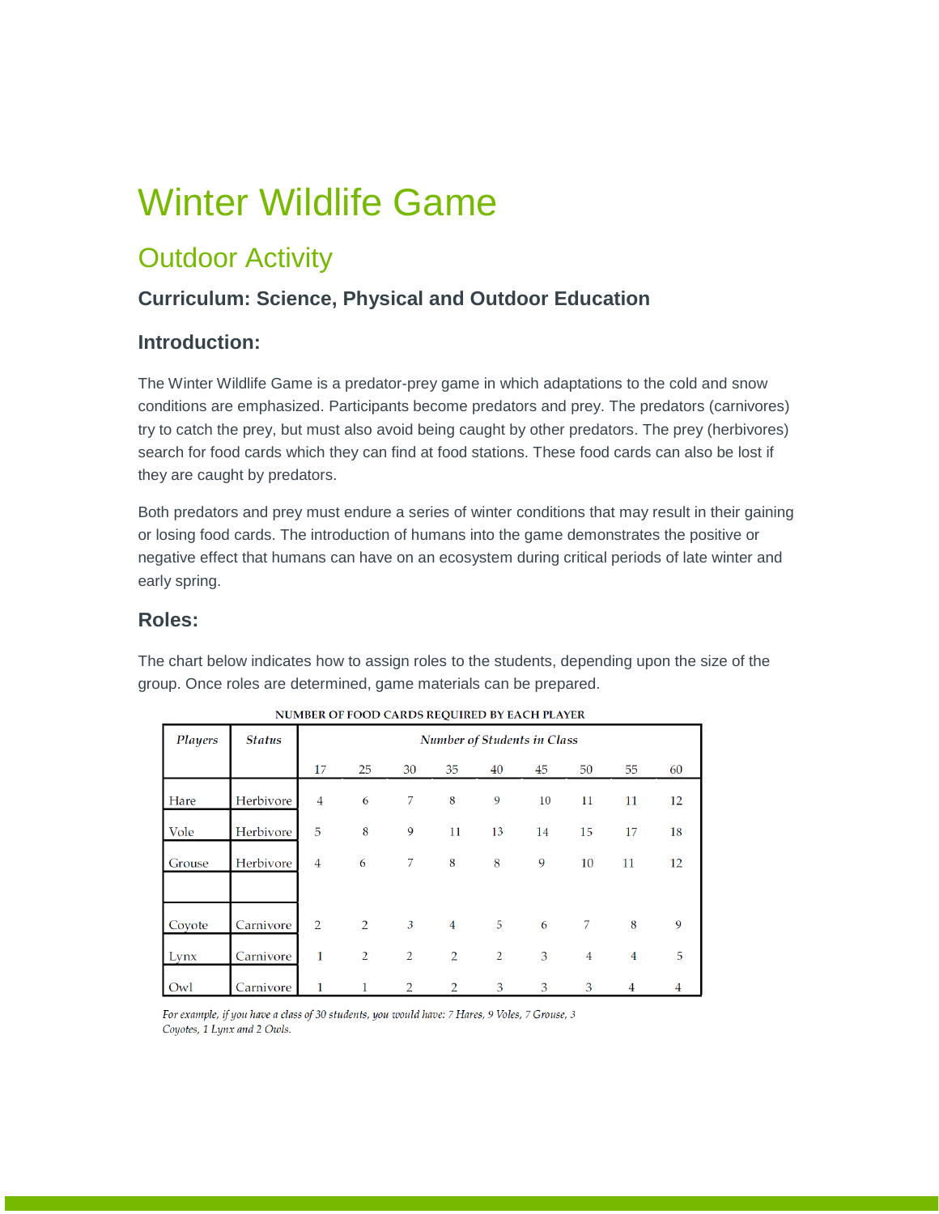# Winter Wildlife Game

## Outdoor Activity

### Curriculum: Science, Physical and Outdoor Education

### Introduction:

The Winter Wildlife Game is a predator-prey game in which adaptations to the cold and snow conditions are emphasized. Participants become predators and prey. The predators (carnivores) try to catch the prey, but must also avoid being caught by other predators. The prey (herbivores) search for food cards which they can find at food stations. These food cards can also be lost if they are caught by predators.

Both predators and prey must endure a series of winter conditions that may result in their gaining or losing food cards. The introduction of humans into the game demonstrates the positive or negative effect that humans can have on an ecosystem during critical periods of late winter and early spring.

### Roles:

The chart below indicates how to assign roles to the students, depending upon the size of the group. Once roles are determined, game materials can be prepared.

NUMBER OF FOOD CARDS REQUIRED BY EACH PLAYER

| *Players* | *Status* | *Number of Students in Class* | | | | | | | | |
|---|---|---|---|---|---|---|---|---|---|---|
| | | 17 | 25 | 30 | 35 | 40 | 45 | 50 | 55 | 60 |
| Hare | Herbivore | 4 | 6 | 7 | 8 | 9 | 10 | 11 | 11 | 12 |
| Vole | Herbivore | 5 | 8 | 9 | 11 | 13 | 14 | 15 | 17 | 18 |
| Grouse | Herbivore | 4 | 6 | 7 | 8 | 8 | 9 | 10 | 11 | 12 |
| | | | | | | | | | | |
| Coyote | Carnivore | 2 | 2 | 3 | 4 | 5 | 6 | 7 | 8 | 9 |
| Lynx | Carnivore | 1 | 2 | 2 | 2 | 2 | 3 | 4 | 4 | 5 |
| Owl | Carnivore | 1 | 1 | 2 | 2 | 3 | 3 | 3 | 4 | 4 |

*For example, if you have a class of 30 students, you would have: 7 Hares, 9 Voles, 7 Grouse, 3 Coyotes, 1 Lynx and 2 Owls.*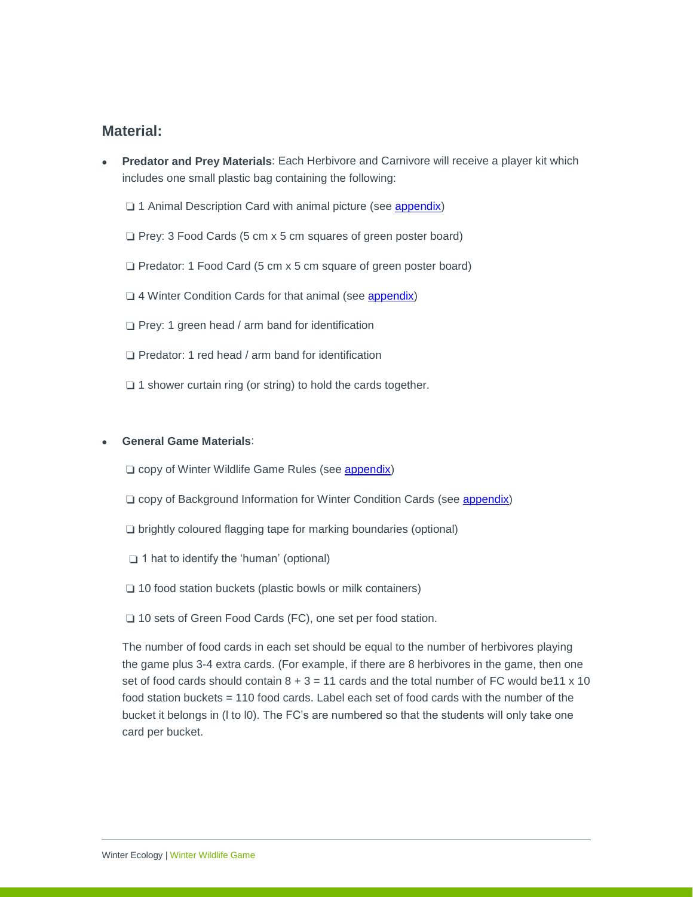## Material:

- **Predator and Prey Materials**: Each Herbivore and Carnivore will receive a player kit which includes one small plastic bag containing the following:

  - ❑ 1 Animal Description Card with animal picture (see appendix)
  - ❑ Prey: 3 Food Cards (5 cm x 5 cm squares of green poster board)
  - ❑ Predator: 1 Food Card (5 cm x 5 cm square of green poster board)
  - ❑ 4 Winter Condition Cards for that animal (see appendix)
  - ❑ Prey: 1 green head / arm band for identification
  - ❑ Predator: 1 red head / arm band for identification
  - ❑ 1 shower curtain ring (or string) to hold the cards together.

- **General Game Materials**:

  - ❑ copy of Winter Wildlife Game Rules (see appendix)
  - ❑ copy of Background Information for Winter Condition Cards (see appendix)
  - ❑ brightly coloured flagging tape for marking boundaries (optional)
  - ❑ 1 hat to identify the 'human' (optional)
  - ❑ 10 food station buckets (plastic bowls or milk containers)
  - ❑ 10 sets of Green Food Cards (FC), one set per food station.

  The number of food cards in each set should be equal to the number of herbivores playing the game plus 3-4 extra cards. (For example, if there are 8 herbivores in the game, then one set of food cards should contain 8 + 3 = 11 cards and the total number of FC would be11 x 10 food station buckets = 110 food cards. Label each set of food cards with the number of the bucket it belongs in (l to l0). The FC's are numbered so that the students will only take one card per bucket.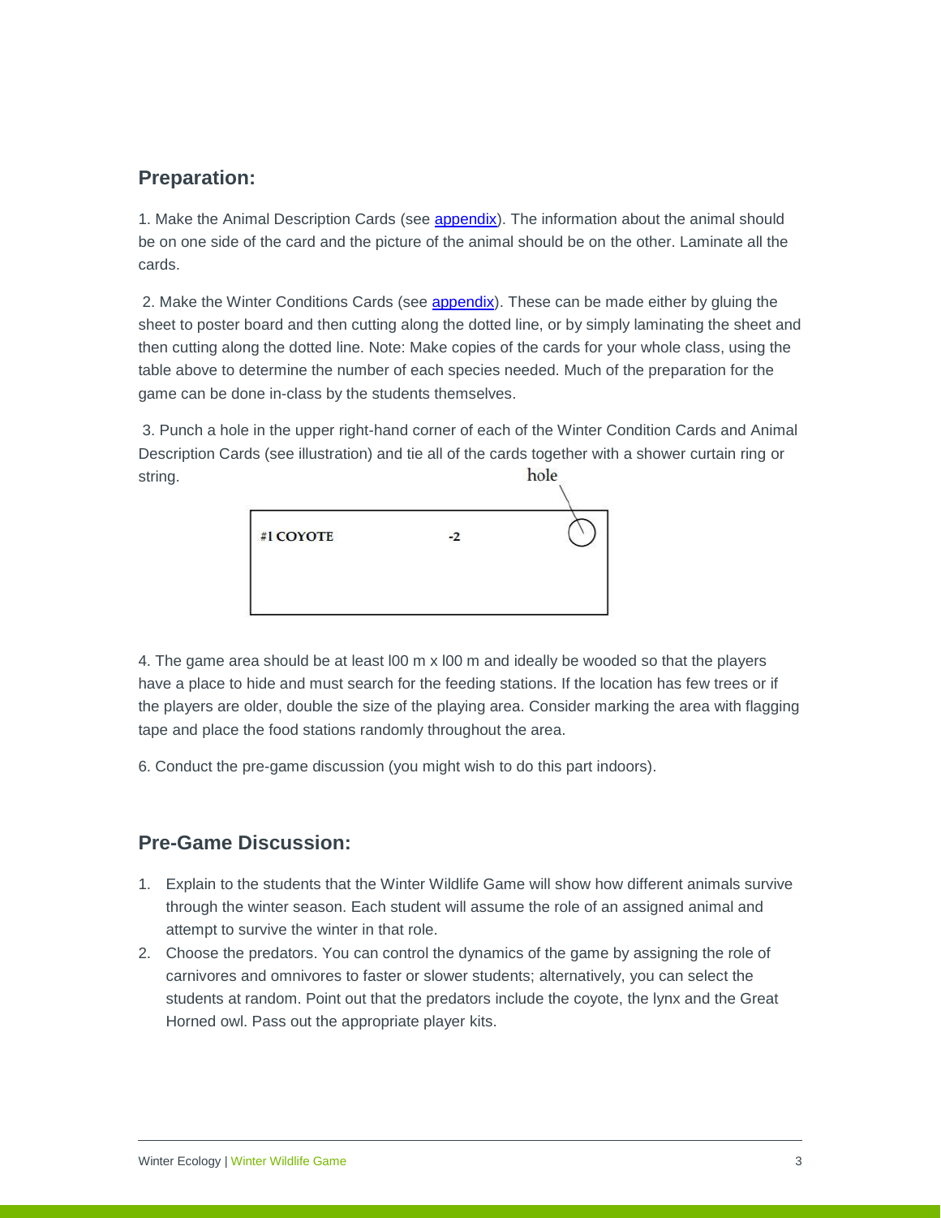## Preparation:

1. Make the Animal Description Cards (see appendix). The information about the animal should be on one side of the card and the picture of the animal should be on the other. Laminate all the cards.

2. Make the Winter Conditions Cards (see appendix). These can be made either by gluing the sheet to poster board and then cutting along the dotted line, or by simply laminating the sheet and then cutting along the dotted line. Note: Make copies of the cards for your whole class, using the table above to determine the number of each species needed. Much of the preparation for the game can be done in-class by the students themselves.

3. Punch a hole in the upper right-hand corner of each of the Winter Condition Cards and Animal Description Cards (see illustration) and tie all of the cards together with a shower curtain ring or string.

hole

**#1 COYOTE** **-2**

4. The game area should be at least l00 m x l00 m and ideally be wooded so that the players have a place to hide and must search for the feeding stations. If the location has few trees or if the players are older, double the size of the playing area. Consider marking the area with flagging tape and place the food stations randomly throughout the area.

6. Conduct the pre-game discussion (you might wish to do this part indoors).

## Pre-Game Discussion:

1. Explain to the students that the Winter Wildlife Game will show how different animals survive through the winter season. Each student will assume the role of an assigned animal and attempt to survive the winter in that role.
2. Choose the predators. You can control the dynamics of the game by assigning the role of carnivores and omnivores to faster or slower students; alternatively, you can select the students at random. Point out that the predators include the coyote, the lynx and the Great Horned owl. Pass out the appropriate player kits.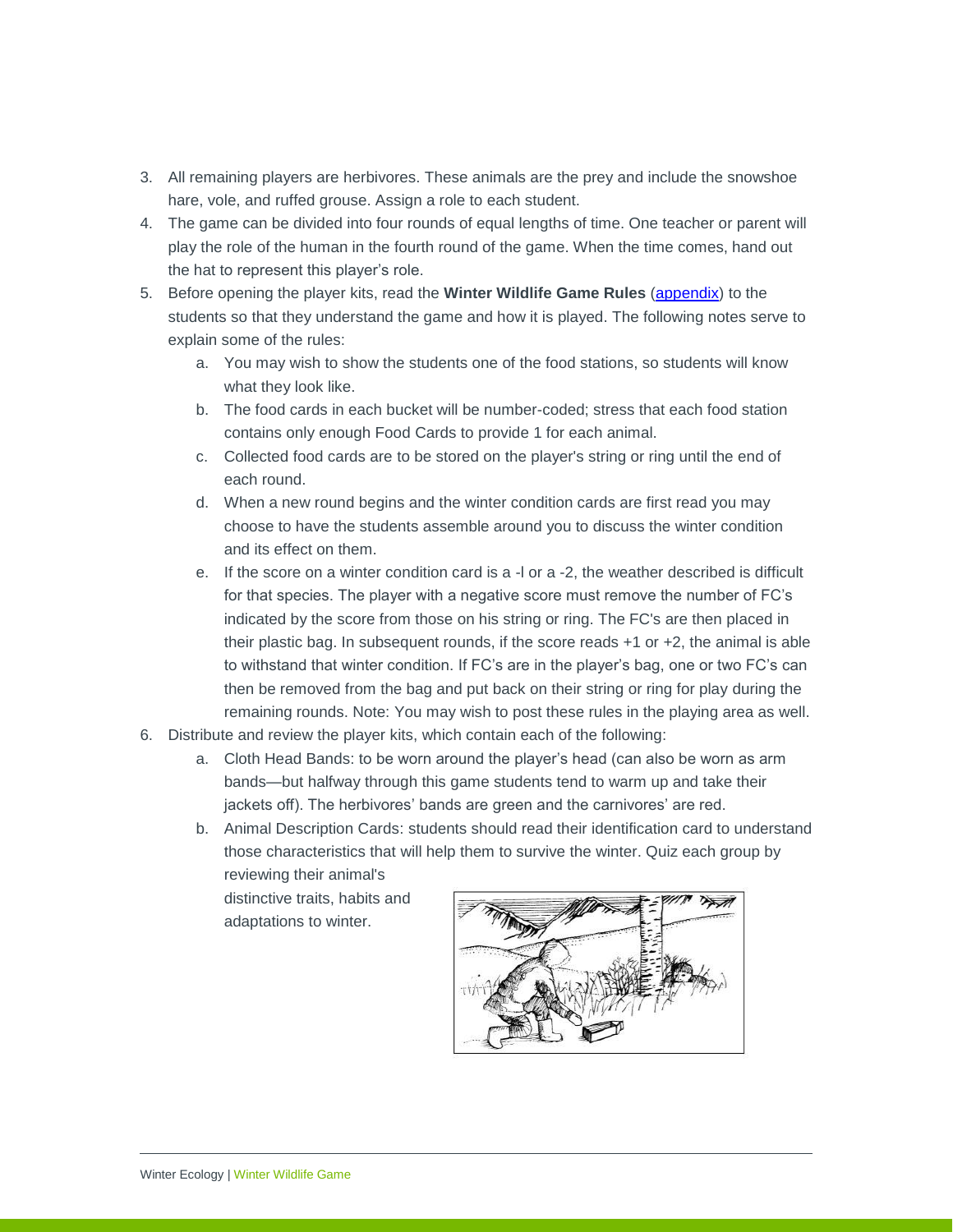3. All remaining players are herbivores. These animals are the prey and include the snowshoe hare, vole, and ruffed grouse. Assign a role to each student.
4. The game can be divided into four rounds of equal lengths of time. One teacher or parent will play the role of the human in the fourth round of the game. When the time comes, hand out the hat to represent this player's role.
5. Before opening the player kits, read the **Winter Wildlife Game Rules** (appendix) to the students so that they understand the game and how it is played. The following notes serve to explain some of the rules:
   a. You may wish to show the students one of the food stations, so students will know what they look like.
   b. The food cards in each bucket will be number-coded; stress that each food station contains only enough Food Cards to provide 1 for each animal.
   c. Collected food cards are to be stored on the player's string or ring until the end of each round.
   d. When a new round begins and the winter condition cards are first read you may choose to have the students assemble around you to discuss the winter condition and its effect on them.
   e. If the score on a winter condition card is a -l or a -2, the weather described is difficult for that species. The player with a negative score must remove the number of FC's indicated by the score from those on his string or ring. The FC's are then placed in their plastic bag. In subsequent rounds, if the score reads +1 or +2, the animal is able to withstand that winter condition. If FC's are in the player's bag, one or two FC's can then be removed from the bag and put back on their string or ring for play during the remaining rounds. Note: You may wish to post these rules in the playing area as well.
6. Distribute and review the player kits, which contain each of the following:
   a. Cloth Head Bands: to be worn around the player's head (can also be worn as arm bands—but halfway through this game students tend to warm up and take their jackets off). The herbivores' bands are green and the carnivores' are red.
   b. Animal Description Cards: students should read their identification card to understand those characteristics that will help them to survive the winter. Quiz each group by reviewing their animal's distinctive traits, habits and adaptations to winter.